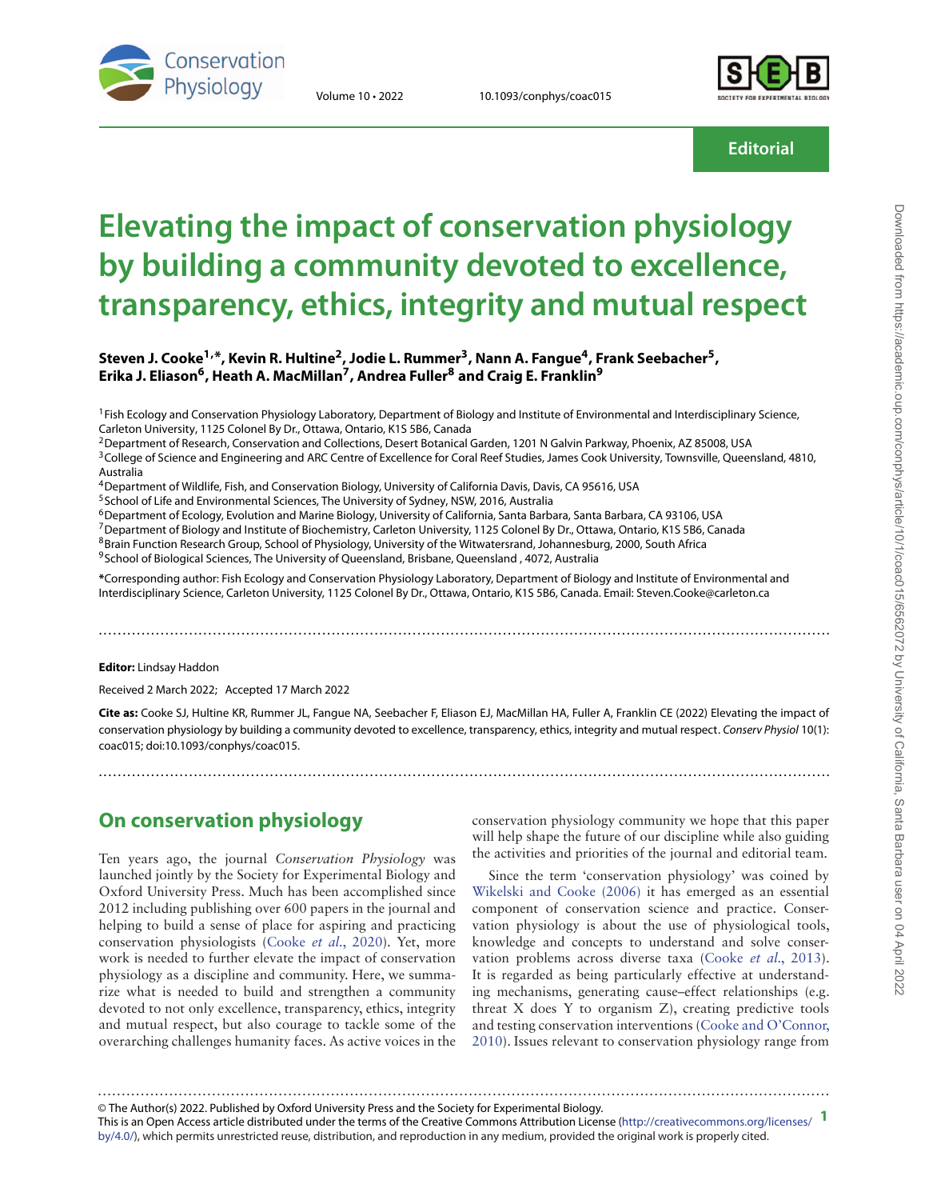Editorial

# Elevating the impact of conservation physiology by building a community devoted to excellence, transparency, ethics, integrity and mutual respect

**Steven J. Cooke[1,*], Kevin R. Hultine[2], Jodie L. Rummer[3], Nann A. Fangue[4], Frank Seebacher[5], Erika J. Eliason[6], Heath A. MacMillan[7], Andrea Fuller[8] and Craig E. Franklin[9]**

[1]Fish Ecology and Conservation Physiology Laboratory, Department of Biology and Institute of Environmental and Interdisciplinary Science, Carleton University, 1125 Colonel By Dr., Ottawa, Ontario, K1S 5B6, Canada
[2]Department of Research, Conservation and Collections, Desert Botanical Garden, 1201 N Galvin Parkway, Phoenix, AZ 85008, USA
[3]College of Science and Engineering and ARC Centre of Excellence for Coral Reef Studies, James Cook University, Townsville, Queensland, 4810, Australia
[4]Department of Wildlife, Fish, and Conservation Biology, University of California Davis, Davis, CA 95616, USA
[5]School of Life and Environmental Sciences, The University of Sydney, NSW, 2016, Australia
[6]Department of Ecology, Evolution and Marine Biology, University of California, Santa Barbara, Santa Barbara, CA 93106, USA
[7]Department of Biology and Institute of Biochemistry, Carleton University, 1125 Colonel By Dr., Ottawa, Ontario, K1S 5B6, Canada
[8]Brain Function Research Group, School of Physiology, University of the Witwatersrand, Johannesburg, 2000, South Africa
[9]School of Biological Sciences, The University of Queensland, Brisbane, Queensland , 4072, Australia

***Corresponding author:** Fish Ecology and Conservation Physiology Laboratory, Department of Biology and Institute of Environmental and Interdisciplinary Science, Carleton University, 1125 Colonel By Dr., Ottawa, Ontario, K1S 5B6, Canada. Email: Steven.Cooke@carleton.ca

**Editor:** Lindsay Haddon

Received 2 March 2022; Accepted 17 March 2022

**Cite as:** Cooke SJ, Hultine KR, Rummer JL, Fangue NA, Seebacher F, Eliason EJ, MacMillan HA, Fuller A, Franklin CE (2022) Elevating the impact of conservation physiology by building a community devoted to excellence, transparency, ethics, integrity and mutual respect. *Conserv Physiol* 10(1): coac015; doi:10.1093/conphys/coac015.

## On conservation physiology

Ten years ago, the journal *Conservation Physiology* was launched jointly by the Society for Experimental Biology and Oxford University Press. Much has been accomplished since 2012 including publishing over 600 papers in the journal and helping to build a sense of place for aspiring and practicing conservation physiologists (Cooke *et al.*, 2020). Yet, more work is needed to further elevate the impact of conservation physiology as a discipline and community. Here, we summarize what is needed to build and strengthen a community devoted to not only excellence, transparency, ethics, integrity and mutual respect, but also courage to tackle some of the overarching challenges humanity faces. As active voices in the conservation physiology community we hope that this paper will help shape the future of our discipline while also guiding the activities and priorities of the journal and editorial team.

Since the term 'conservation physiology' was coined by Wikelski and Cooke (2006) it has emerged as an essential component of conservation science and practice. Conservation physiology is about the use of physiological tools, knowledge and concepts to understand and solve conservation problems across diverse taxa (Cooke *et al.*, 2013). It is regarded as being particularly effective at understanding mechanisms, generating cause–effect relationships (e.g. threat X does Y to organism Z), creating predictive tools and testing conservation interventions (Cooke and O'Connor, 2010). Issues relevant to conservation physiology range from

© The Author(s) 2022. Published by Oxford University Press and the Society for Experimental Biology.
This is an Open Access article distributed under the terms of the Creative Commons Attribution License (http://creativecommons.org/licenses/by/4.0/), which permits unrestricted reuse, distribution, and reproduction in any medium, provided the original work is properly cited.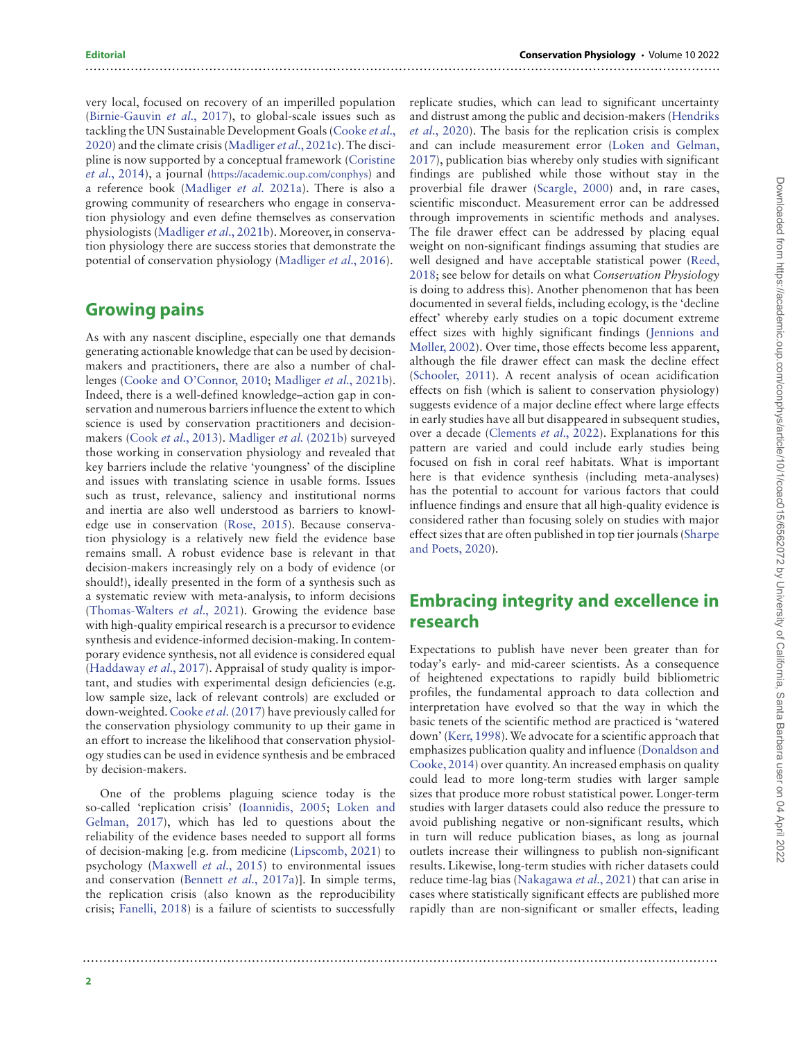very local, focused on recovery of an imperilled population (Birnie-Gauvin *et al*., 2017), to global-scale issues such as tackling the UN Sustainable Development Goals (Cooke *et al*., 2020) and the climate crisis (Madliger *et al*., 2021c). The discipline is now supported by a conceptual framework (Coristine *et al*., 2014), a journal (https://academic.oup.com/conphys) and a reference book (Madliger *et al*. 2021a). There is also a growing community of researchers who engage in conservation physiology and even define themselves as conservation physiologists (Madliger *et al*., 2021b). Moreover, in conservation physiology there are success stories that demonstrate the potential of conservation physiology (Madliger *et al*., 2016).

## Growing pains

As with any nascent discipline, especially one that demands generating actionable knowledge that can be used by decision-makers and practitioners, there are also a number of challenges (Cooke and O'Connor, 2010; Madliger *et al*., 2021b). Indeed, there is a well-defined knowledge–action gap in conservation and numerous barriers influence the extent to which science is used by conservation practitioners and decision-makers (Cook *et al*., 2013). Madliger *et al*. (2021b) surveyed those working in conservation physiology and revealed that key barriers include the relative 'youngness' of the discipline and issues with translating science in usable forms. Issues such as trust, relevance, saliency and institutional norms and inertia are also well understood as barriers to knowledge use in conservation (Rose, 2015). Because conservation physiology is a relatively new field the evidence base remains small. A robust evidence base is relevant in that decision-makers increasingly rely on a body of evidence (or should!), ideally presented in the form of a synthesis such as a systematic review with meta-analysis, to inform decisions (Thomas-Walters *et al*., 2021). Growing the evidence base with high-quality empirical research is a precursor to evidence synthesis and evidence-informed decision-making. In contemporary evidence synthesis, not all evidence is considered equal (Haddaway *et al*., 2017). Appraisal of study quality is important, and studies with experimental design deficiencies (e.g. low sample size, lack of relevant controls) are excluded or down-weighted. Cooke *et al*. (2017) have previously called for the conservation physiology community to up their game in an effort to increase the likelihood that conservation physiology studies can be used in evidence synthesis and be embraced by decision-makers.

One of the problems plaguing science today is the so-called 'replication crisis' (Ioannidis, 2005; Loken and Gelman, 2017), which has led to questions about the reliability of the evidence bases needed to support all forms of decision-making [e.g. from medicine (Lipscomb, 2021) to psychology (Maxwell *et al*., 2015) to environmental issues and conservation (Bennett *et al*., 2017a)]. In simple terms, the replication crisis (also known as the reproducibility crisis; Fanelli, 2018) is a failure of scientists to successfully replicate studies, which can lead to significant uncertainty and distrust among the public and decision-makers (Hendriks *et al*., 2020). The basis for the replication crisis is complex and can include measurement error (Loken and Gelman, 2017), publication bias whereby only studies with significant findings are published while those without stay in the proverbial file drawer (Scargle, 2000) and, in rare cases, scientific misconduct. Measurement error can be addressed through improvements in scientific methods and analyses. The file drawer effect can be addressed by placing equal weight on non-significant findings assuming that studies are well designed and have acceptable statistical power (Reed, 2018; see below for details on what *Conservation Physiology* is doing to address this). Another phenomenon that has been documented in several fields, including ecology, is the 'decline effect' whereby early studies on a topic document extreme effect sizes with highly significant findings (Jennions and Møller, 2002). Over time, those effects become less apparent, although the file drawer effect can mask the decline effect (Schooler, 2011). A recent analysis of ocean acidification effects on fish (which is salient to conservation physiology) suggests evidence of a major decline effect where large effects in early studies have all but disappeared in subsequent studies, over a decade (Clements *et al*., 2022). Explanations for this pattern are varied and could include early studies being focused on fish in coral reef habitats. What is important here is that evidence synthesis (including meta-analyses) has the potential to account for various factors that could influence findings and ensure that all high-quality evidence is considered rather than focusing solely on studies with major effect sizes that are often published in top tier journals (Sharpe and Poets, 2020).

## Embracing integrity and excellence in research

Expectations to publish have never been greater than for today's early- and mid-career scientists. As a consequence of heightened expectations to rapidly build bibliometric profiles, the fundamental approach to data collection and interpretation have evolved so that the way in which the basic tenets of the scientific method are practiced is 'watered down' (Kerr, 1998). We advocate for a scientific approach that emphasizes publication quality and influence (Donaldson and Cooke, 2014) over quantity. An increased emphasis on quality could lead to more long-term studies with larger sample sizes that produce more robust statistical power. Longer-term studies with larger datasets could also reduce the pressure to avoid publishing negative or non-significant results, which in turn will reduce publication biases, as long as journal outlets increase their willingness to publish non-significant results. Likewise, long-term studies with richer datasets could reduce time-lag bias (Nakagawa *et al*., 2021) that can arise in cases where statistically significant effects are published more rapidly than are non-significant or smaller effects, leading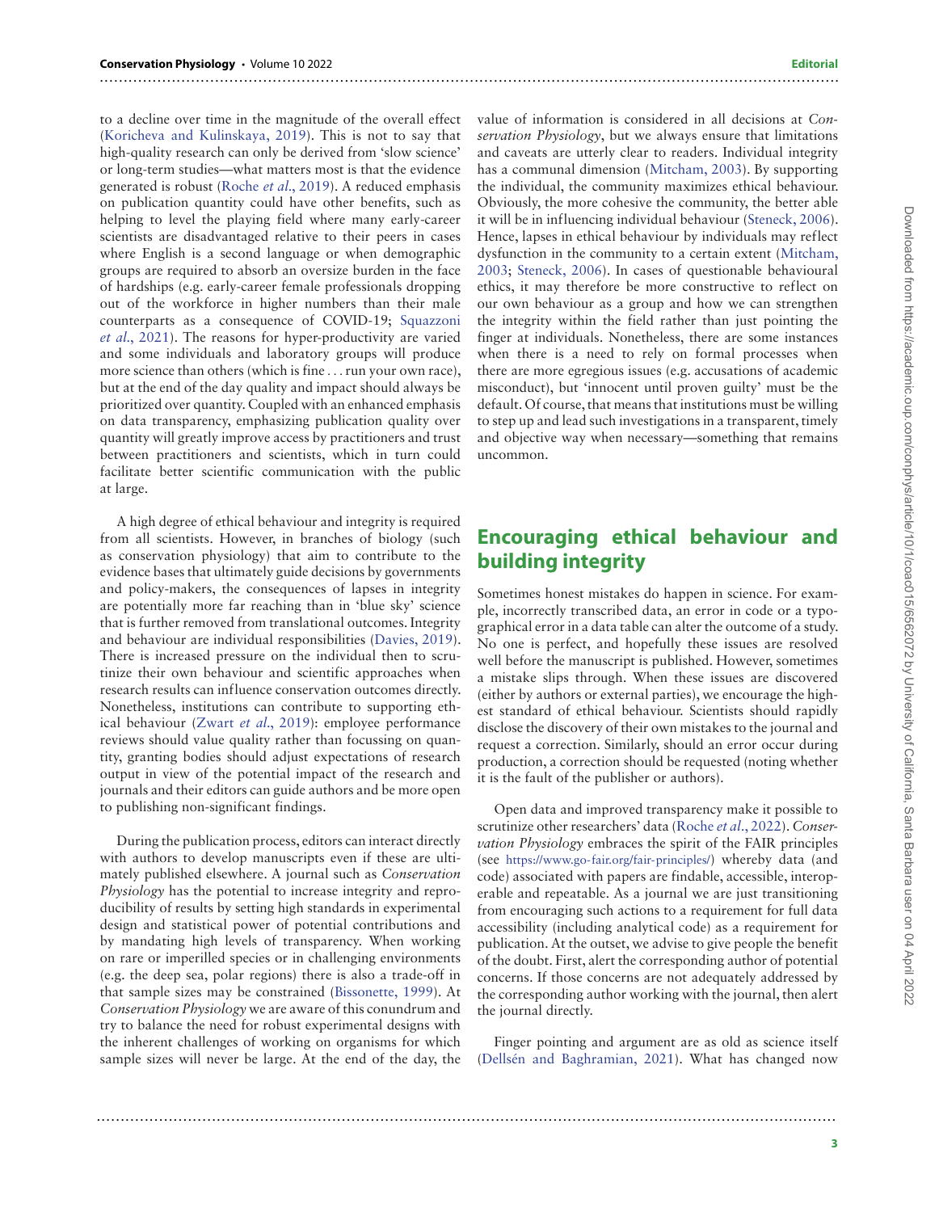to a decline over time in the magnitude of the overall effect (Koricheva and Kulinskaya, 2019). This is not to say that high-quality research can only be derived from 'slow science' or long-term studies—what matters most is that the evidence generated is robust (Roche *et al.*, 2019). A reduced emphasis on publication quantity could have other benefits, such as helping to level the playing field where many early-career scientists are disadvantaged relative to their peers in cases where English is a second language or when demographic groups are required to absorb an oversize burden in the face of hardships (e.g. early-career female professionals dropping out of the workforce in higher numbers than their male counterparts as a consequence of COVID-19; Squazzoni *et al.*, 2021). The reasons for hyper-productivity are varied and some individuals and laboratory groups will produce more science than others (which is fine ... run your own race), but at the end of the day quality and impact should always be prioritized over quantity. Coupled with an enhanced emphasis on data transparency, emphasizing publication quality over quantity will greatly improve access by practitioners and trust between practitioners and scientists, which in turn could facilitate better scientific communication with the public at large.

A high degree of ethical behaviour and integrity is required from all scientists. However, in branches of biology (such as conservation physiology) that aim to contribute to the evidence bases that ultimately guide decisions by governments and policy-makers, the consequences of lapses in integrity are potentially more far reaching than in 'blue sky' science that is further removed from translational outcomes. Integrity and behaviour are individual responsibilities (Davies, 2019). There is increased pressure on the individual then to scrutinize their own behaviour and scientific approaches when research results can influence conservation outcomes directly. Nonetheless, institutions can contribute to supporting ethical behaviour (Zwart *et al.*, 2019): employee performance reviews should value quality rather than focussing on quantity, granting bodies should adjust expectations of research output in view of the potential impact of the research and journals and their editors can guide authors and be more open to publishing non-significant findings.

During the publication process, editors can interact directly with authors to develop manuscripts even if these are ultimately published elsewhere. A journal such as *Conservation Physiology* has the potential to increase integrity and reproducibility of results by setting high standards in experimental design and statistical power of potential contributions and by mandating high levels of transparency. When working on rare or imperilled species or in challenging environments (e.g. the deep sea, polar regions) there is also a trade-off in that sample sizes may be constrained (Bissonette, 1999). At *Conservation Physiology* we are aware of this conundrum and try to balance the need for robust experimental designs with the inherent challenges of working on organisms for which sample sizes will never be large. At the end of the day, the value of information is considered in all decisions at *Conservation Physiology*, but we always ensure that limitations and caveats are utterly clear to readers. Individual integrity has a communal dimension (Mitcham, 2003). By supporting the individual, the community maximizes ethical behaviour. Obviously, the more cohesive the community, the better able it will be in influencing individual behaviour (Steneck, 2006). Hence, lapses in ethical behaviour by individuals may reflect dysfunction in the community to a certain extent (Mitcham, 2003; Steneck, 2006). In cases of questionable behavioural ethics, it may therefore be more constructive to reflect on our own behaviour as a group and how we can strengthen the integrity within the field rather than just pointing the finger at individuals. Nonetheless, there are some instances when there is a need to rely on formal processes when there are more egregious issues (e.g. accusations of academic misconduct), but 'innocent until proven guilty' must be the default. Of course, that means that institutions must be willing to step up and lead such investigations in a transparent, timely and objective way when necessary—something that remains uncommon.

## Encouraging ethical behaviour and building integrity

Sometimes honest mistakes do happen in science. For example, incorrectly transcribed data, an error in code or a typographical error in a data table can alter the outcome of a study. No one is perfect, and hopefully these issues are resolved well before the manuscript is published. However, sometimes a mistake slips through. When these issues are discovered (either by authors or external parties), we encourage the highest standard of ethical behaviour. Scientists should rapidly disclose the discovery of their own mistakes to the journal and request a correction. Similarly, should an error occur during production, a correction should be requested (noting whether it is the fault of the publisher or authors).

Open data and improved transparency make it possible to scrutinize other researchers' data (Roche *et al.*, 2022). *Conservation Physiology* embraces the spirit of the FAIR principles (see https://www.go-fair.org/fair-principles/) whereby data (and code) associated with papers are findable, accessible, interoperable and repeatable. As a journal we are just transitioning from encouraging such actions to a requirement for full data accessibility (including analytical code) as a requirement for publication. At the outset, we advise to give people the benefit of the doubt. First, alert the corresponding author of potential concerns. If those concerns are not adequately addressed by the corresponding author working with the journal, then alert the journal directly.

Finger pointing and argument are as old as science itself (Dellsén and Baghramian, 2021). What has changed now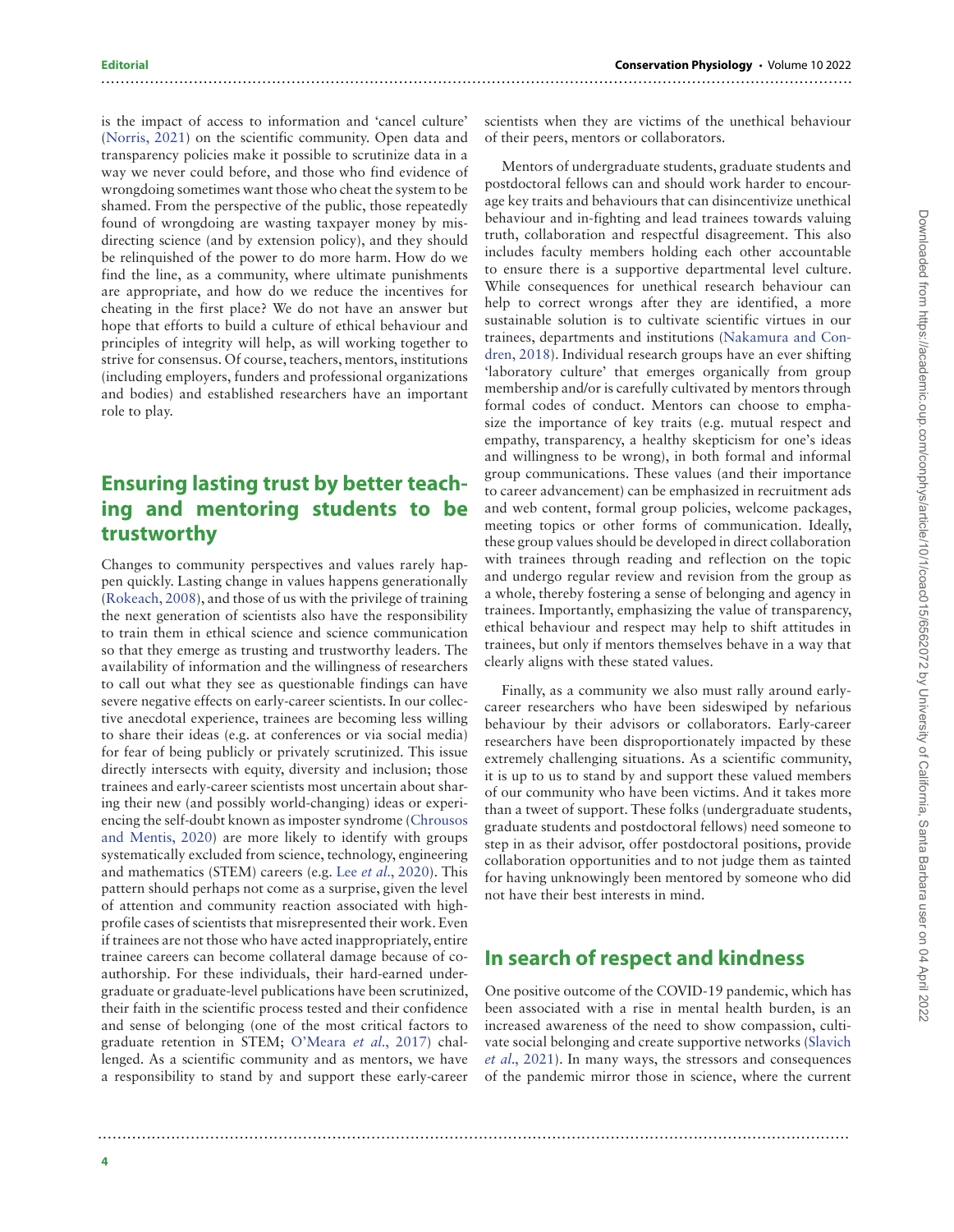is the impact of access to information and 'cancel culture' (Norris, 2021) on the scientific community. Open data and transparency policies make it possible to scrutinize data in a way we never could before, and those who find evidence of wrongdoing sometimes want those who cheat the system to be shamed. From the perspective of the public, those repeatedly found of wrongdoing are wasting taxpayer money by misdirecting science (and by extension policy), and they should be relinquished of the power to do more harm. How do we find the line, as a community, where ultimate punishments are appropriate, and how do we reduce the incentives for cheating in the first place? We do not have an answer but hope that efforts to build a culture of ethical behaviour and principles of integrity will help, as will working together to strive for consensus. Of course, teachers, mentors, institutions (including employers, funders and professional organizations and bodies) and established researchers have an important role to play.

## Ensuring lasting trust by better teaching and mentoring students to be trustworthy

Changes to community perspectives and values rarely happen quickly. Lasting change in values happens generationally (Rokeach, 2008), and those of us with the privilege of training the next generation of scientists also have the responsibility to train them in ethical science and science communication so that they emerge as trusting and trustworthy leaders. The availability of information and the willingness of researchers to call out what they see as questionable findings can have severe negative effects on early-career scientists. In our collective anecdotal experience, trainees are becoming less willing to share their ideas (e.g. at conferences or via social media) for fear of being publicly or privately scrutinized. This issue directly intersects with equity, diversity and inclusion; those trainees and early-career scientists most uncertain about sharing their new (and possibly world-changing) ideas or experiencing the self-doubt known as imposter syndrome (Chrousos and Mentis, 2020) are more likely to identify with groups systematically excluded from science, technology, engineering and mathematics (STEM) careers (e.g. Lee *et al.*, 2020). This pattern should perhaps not come as a surprise, given the level of attention and community reaction associated with high-profile cases of scientists that misrepresented their work. Even if trainees are not those who have acted inappropriately, entire trainee careers can become collateral damage because of co-authorship. For these individuals, their hard-earned undergraduate or graduate-level publications have been scrutinized, their faith in the scientific process tested and their confidence and sense of belonging (one of the most critical factors to graduate retention in STEM; O'Meara *et al.*, 2017) challenged. As a scientific community and as mentors, we have a responsibility to stand by and support these early-career scientists when they are victims of the unethical behaviour of their peers, mentors or collaborators.

Mentors of undergraduate students, graduate students and postdoctoral fellows can and should work harder to encourage key traits and behaviours that can disincentivize unethical behaviour and in-fighting and lead trainees towards valuing truth, collaboration and respectful disagreement. This also includes faculty members holding each other accountable to ensure there is a supportive departmental level culture. While consequences for unethical research behaviour can help to correct wrongs after they are identified, a more sustainable solution is to cultivate scientific virtues in our trainees, departments and institutions (Nakamura and Condren, 2018). Individual research groups have an ever shifting 'laboratory culture' that emerges organically from group membership and/or is carefully cultivated by mentors through formal codes of conduct. Mentors can choose to emphasize the importance of key traits (e.g. mutual respect and empathy, transparency, a healthy skepticism for one's ideas and willingness to be wrong), in both formal and informal group communications. These values (and their importance to career advancement) can be emphasized in recruitment ads and web content, formal group policies, welcome packages, meeting topics or other forms of communication. Ideally, these group values should be developed in direct collaboration with trainees through reading and reflection on the topic and undergo regular review and revision from the group as a whole, thereby fostering a sense of belonging and agency in trainees. Importantly, emphasizing the value of transparency, ethical behaviour and respect may help to shift attitudes in trainees, but only if mentors themselves behave in a way that clearly aligns with these stated values.

Finally, as a community we also must rally around early-career researchers who have been sideswiped by nefarious behaviour by their advisors or collaborators. Early-career researchers have been disproportionately impacted by these extremely challenging situations. As a scientific community, it is up to us to stand by and support these valued members of our community who have been victims. And it takes more than a tweet of support. These folks (undergraduate students, graduate students and postdoctoral fellows) need someone to step in as their advisor, offer postdoctoral positions, provide collaboration opportunities and to not judge them as tainted for having unknowingly been mentored by someone who did not have their best interests in mind.

## In search of respect and kindness

One positive outcome of the COVID-19 pandemic, which has been associated with a rise in mental health burden, is an increased awareness of the need to show compassion, cultivate social belonging and create supportive networks (Slavich *et al.*, 2021). In many ways, the stressors and consequences of the pandemic mirror those in science, where the current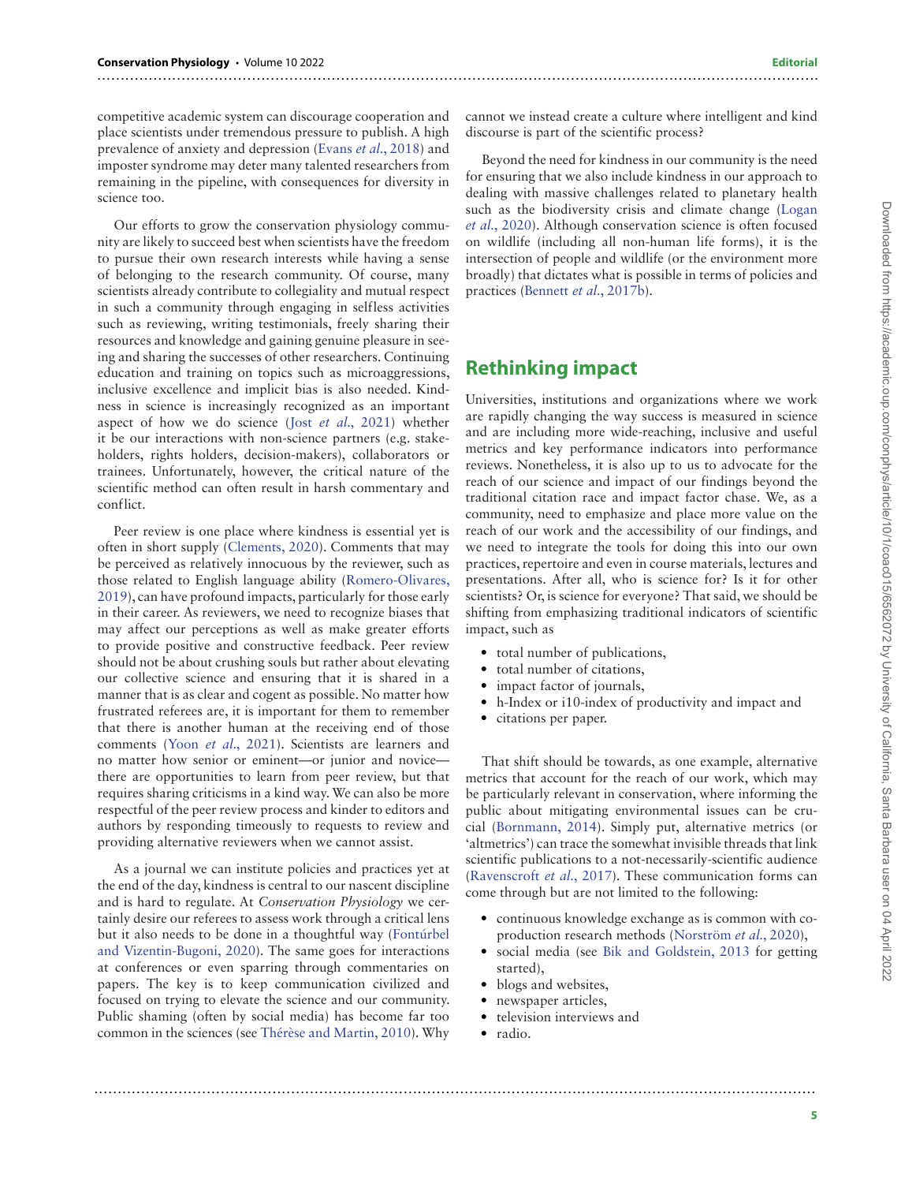competitive academic system can discourage cooperation and place scientists under tremendous pressure to publish. A high prevalence of anxiety and depression (Evans *et al.*, 2018) and imposter syndrome may deter many talented researchers from remaining in the pipeline, with consequences for diversity in science too.

Our efforts to grow the conservation physiology community are likely to succeed best when scientists have the freedom to pursue their own research interests while having a sense of belonging to the research community. Of course, many scientists already contribute to collegiality and mutual respect in such a community through engaging in selfless activities such as reviewing, writing testimonials, freely sharing their resources and knowledge and gaining genuine pleasure in seeing and sharing the successes of other researchers. Continuing education and training on topics such as microaggressions, inclusive excellence and implicit bias is also needed. Kindness in science is increasingly recognized as an important aspect of how we do science (Jost *et al.*, 2021) whether it be our interactions with non-science partners (e.g. stakeholders, rights holders, decision-makers), collaborators or trainees. Unfortunately, however, the critical nature of the scientific method can often result in harsh commentary and conflict.

Peer review is one place where kindness is essential yet is often in short supply (Clements, 2020). Comments that may be perceived as relatively innocuous by the reviewer, such as those related to English language ability (Romero-Olivares, 2019), can have profound impacts, particularly for those early in their career. As reviewers, we need to recognize biases that may affect our perceptions as well as make greater efforts to provide positive and constructive feedback. Peer review should not be about crushing souls but rather about elevating our collective science and ensuring that it is shared in a manner that is as clear and cogent as possible. No matter how frustrated referees are, it is important for them to remember that there is another human at the receiving end of those comments (Yoon *et al.*, 2021). Scientists are learners and no matter how senior or eminent—or junior and novice—there are opportunities to learn from peer review, but that requires sharing criticisms in a kind way. We can also be more respectful of the peer review process and kinder to editors and authors by responding timeously to requests to review and providing alternative reviewers when we cannot assist.

As a journal we can institute policies and practices yet at the end of the day, kindness is central to our nascent discipline and is hard to regulate. At *Conservation Physiology* we certainly desire our referees to assess work through a critical lens but it also needs to be done in a thoughtful way (Fontúrbel and Vizentin-Bugoni, 2020). The same goes for interactions at conferences or even sparring through commentaries on papers. The key is to keep communication civilized and focused on trying to elevate the science and our community. Public shaming (often by social media) has become far too common in the sciences (see Thérèse and Martin, 2010). Why cannot we instead create a culture where intelligent and kind discourse is part of the scientific process?

Beyond the need for kindness in our community is the need for ensuring that we also include kindness in our approach to dealing with massive challenges related to planetary health such as the biodiversity crisis and climate change (Logan *et al.*, 2020). Although conservation science is often focused on wildlife (including all non-human life forms), it is the intersection of people and wildlife (or the environment more broadly) that dictates what is possible in terms of policies and practices (Bennett *et al.*, 2017b).

## Rethinking impact

Universities, institutions and organizations where we work are rapidly changing the way success is measured in science and are including more wide-reaching, inclusive and useful metrics and key performance indicators into performance reviews. Nonetheless, it is also up to us to advocate for the reach of our science and impact of our findings beyond the traditional citation race and impact factor chase. We, as a community, need to emphasize and place more value on the reach of our work and the accessibility of our findings, and we need to integrate the tools for doing this into our own practices, repertoire and even in course materials, lectures and presentations. After all, who is science for? Is it for other scientists? Or, is science for everyone? That said, we should be shifting from emphasizing traditional indicators of scientific impact, such as

- total number of publications,
- total number of citations,
- impact factor of journals,
- h-Index or i10-index of productivity and impact and
- citations per paper.

That shift should be towards, as one example, alternative metrics that account for the reach of our work, which may be particularly relevant in conservation, where informing the public about mitigating environmental issues can be crucial (Bornmann, 2014). Simply put, alternative metrics (or 'altmetrics') can trace the somewhat invisible threads that link scientific publications to a not-necessarily-scientific audience (Ravenscroft *et al.*, 2017). These communication forms can come through but are not limited to the following:

- continuous knowledge exchange as is common with co-production research methods (Norström *et al.*, 2020),
- social media (see Bik and Goldstein, 2013 for getting started),
- blogs and websites,
- newspaper articles,
- television interviews and
- radio.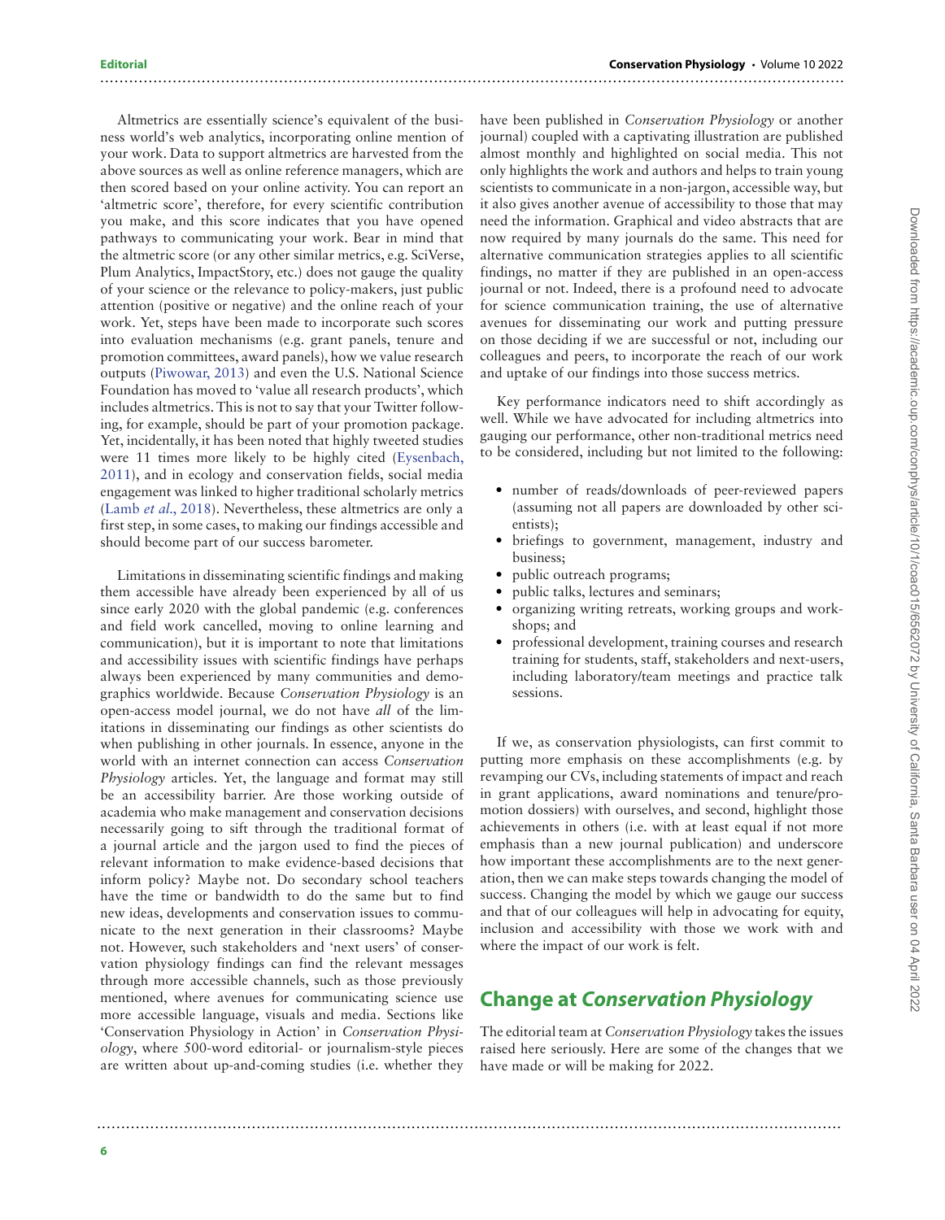Altmetrics are essentially science's equivalent of the business world's web analytics, incorporating online mention of your work. Data to support altmetrics are harvested from the above sources as well as online reference managers, which are then scored based on your online activity. You can report an 'altmetric score', therefore, for every scientific contribution you make, and this score indicates that you have opened pathways to communicating your work. Bear in mind that the altmetric score (or any other similar metrics, e.g. SciVerse, Plum Analytics, ImpactStory, etc.) does not gauge the quality of your science or the relevance to policy-makers, just public attention (positive or negative) and the online reach of your work. Yet, steps have been made to incorporate such scores into evaluation mechanisms (e.g. grant panels, tenure and promotion committees, award panels), how we value research outputs (Piwowar, 2013) and even the U.S. National Science Foundation has moved to 'value all research products', which includes altmetrics. This is not to say that your Twitter following, for example, should be part of your promotion package. Yet, incidentally, it has been noted that highly tweeted studies were 11 times more likely to be highly cited (Eysenbach, 2011), and in ecology and conservation fields, social media engagement was linked to higher traditional scholarly metrics (Lamb *et al*., 2018). Nevertheless, these altmetrics are only a first step, in some cases, to making our findings accessible and should become part of our success barometer.

Limitations in disseminating scientific findings and making them accessible have already been experienced by all of us since early 2020 with the global pandemic (e.g. conferences and field work cancelled, moving to online learning and communication), but it is important to note that limitations and accessibility issues with scientific findings have perhaps always been experienced by many communities and demographics worldwide. Because *Conservation Physiology* is an open-access model journal, we do not have *all* of the limitations in disseminating our findings as other scientists do when publishing in other journals. In essence, anyone in the world with an internet connection can access *Conservation Physiology* articles. Yet, the language and format may still be an accessibility barrier. Are those working outside of academia who make management and conservation decisions necessarily going to sift through the traditional format of a journal article and the jargon used to find the pieces of relevant information to make evidence-based decisions that inform policy? Maybe not. Do secondary school teachers have the time or bandwidth to do the same but to find new ideas, developments and conservation issues to communicate to the next generation in their classrooms? Maybe not. However, such stakeholders and 'next users' of conservation physiology findings can find the relevant messages through more accessible channels, such as those previously mentioned, where avenues for communicating science use more accessible language, visuals and media. Sections like 'Conservation Physiology in Action' in *Conservation Physiology*, where 500-word editorial- or journalism-style pieces are written about up-and-coming studies (i.e. whether they have been published in *Conservation Physiology* or another journal) coupled with a captivating illustration are published almost monthly and highlighted on social media. This not only highlights the work and authors and helps to train young scientists to communicate in a non-jargon, accessible way, but it also gives another avenue of accessibility to those that may need the information. Graphical and video abstracts that are now required by many journals do the same. This need for alternative communication strategies applies to all scientific findings, no matter if they are published in an open-access journal or not. Indeed, there is a profound need to advocate for science communication training, the use of alternative avenues for disseminating our work and putting pressure on those deciding if we are successful or not, including our colleagues and peers, to incorporate the reach of our work and uptake of our findings into those success metrics.

Key performance indicators need to shift accordingly as well. While we have advocated for including altmetrics into gauging our performance, other non-traditional metrics need to be considered, including but not limited to the following:

- number of reads/downloads of peer-reviewed papers (assuming not all papers are downloaded by other scientists);
- briefings to government, management, industry and business;
- public outreach programs;
- public talks, lectures and seminars;
- organizing writing retreats, working groups and workshops; and
- professional development, training courses and research training for students, staff, stakeholders and next-users, including laboratory/team meetings and practice talk sessions.

If we, as conservation physiologists, can first commit to putting more emphasis on these accomplishments (e.g. by revamping our CVs, including statements of impact and reach in grant applications, award nominations and tenure/promotion dossiers) with ourselves, and second, highlight those achievements in others (i.e. with at least equal if not more emphasis than a new journal publication) and underscore how important these accomplishments are to the next generation, then we can make steps towards changing the model of success. Changing the model by which we gauge our success and that of our colleagues will help in advocating for equity, inclusion and accessibility with those we work with and where the impact of our work is felt.

## Change at *Conservation Physiology*

The editorial team at *Conservation Physiology* takes the issues raised here seriously. Here are some of the changes that we have made or will be making for 2022.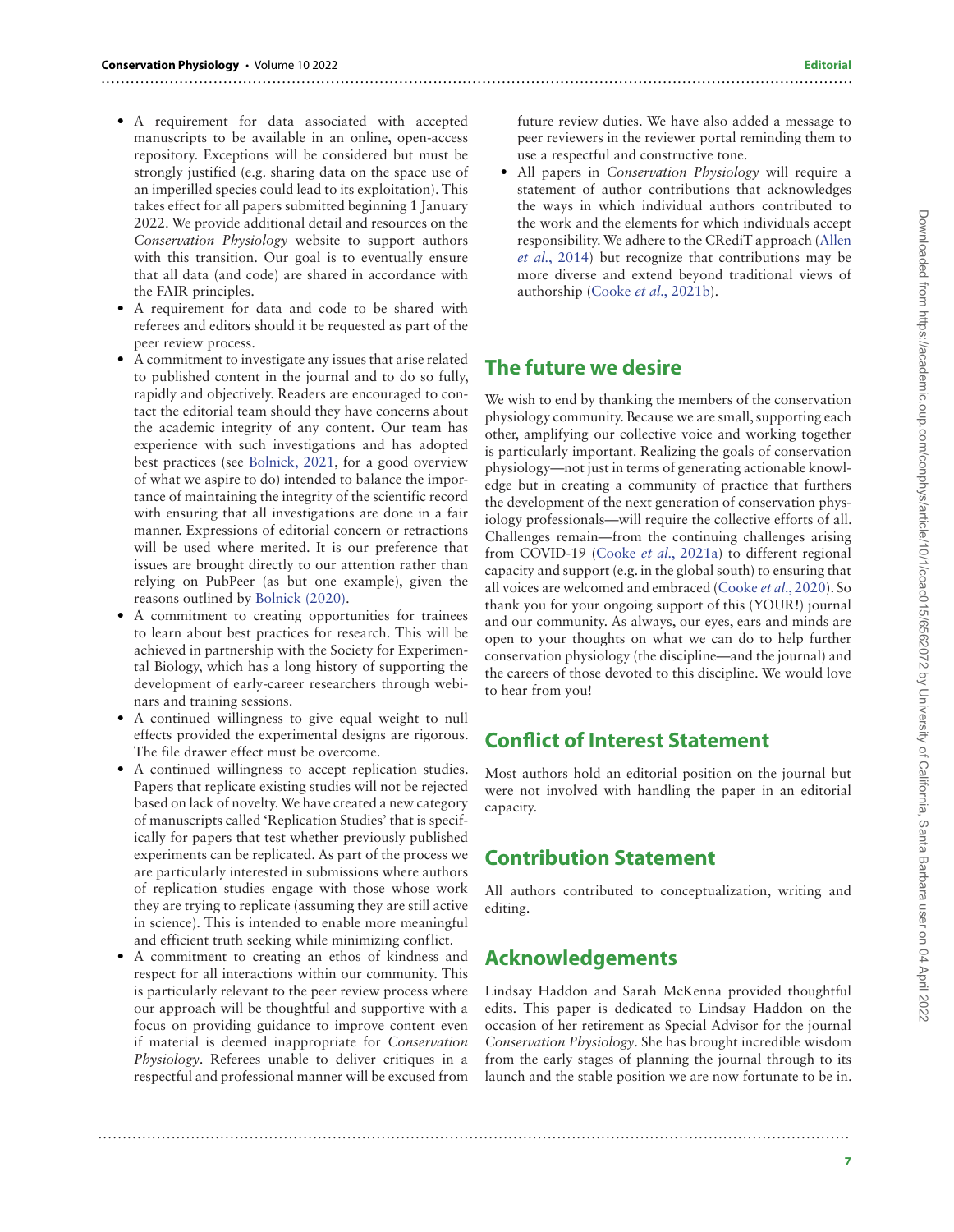- A requirement for data associated with accepted manuscripts to be available in an online, open-access repository. Exceptions will be considered but must be strongly justified (e.g. sharing data on the space use of an imperilled species could lead to its exploitation). This takes effect for all papers submitted beginning 1 January 2022. We provide additional detail and resources on the *Conservation Physiology* website to support authors with this transition. Our goal is to eventually ensure that all data (and code) are shared in accordance with the FAIR principles.
- A requirement for data and code to be shared with referees and editors should it be requested as part of the peer review process.
- A commitment to investigate any issues that arise related to published content in the journal and to do so fully, rapidly and objectively. Readers are encouraged to contact the editorial team should they have concerns about the academic integrity of any content. Our team has experience with such investigations and has adopted best practices (see Bolnick, 2021, for a good overview of what we aspire to do) intended to balance the importance of maintaining the integrity of the scientific record with ensuring that all investigations are done in a fair manner. Expressions of editorial concern or retractions will be used where merited. It is our preference that issues are brought directly to our attention rather than relying on PubPeer (as but one example), given the reasons outlined by Bolnick (2020).
- A commitment to creating opportunities for trainees to learn about best practices for research. This will be achieved in partnership with the Society for Experimental Biology, which has a long history of supporting the development of early-career researchers through webinars and training sessions.
- A continued willingness to give equal weight to null effects provided the experimental designs are rigorous. The file drawer effect must be overcome.
- A continued willingness to accept replication studies. Papers that replicate existing studies will not be rejected based on lack of novelty. We have created a new category of manuscripts called 'Replication Studies' that is specifically for papers that test whether previously published experiments can be replicated. As part of the process we are particularly interested in submissions where authors of replication studies engage with those whose work they are trying to replicate (assuming they are still active in science). This is intended to enable more meaningful and efficient truth seeking while minimizing conflict.
- A commitment to creating an ethos of kindness and respect for all interactions within our community. This is particularly relevant to the peer review process where our approach will be thoughtful and supportive with a focus on providing guidance to improve content even if material is deemed inappropriate for *Conservation Physiology*. Referees unable to deliver critiques in a respectful and professional manner will be excused from future review duties. We have also added a message to peer reviewers in the reviewer portal reminding them to use a respectful and constructive tone.
- All papers in *Conservation Physiology* will require a statement of author contributions that acknowledges the ways in which individual authors contributed to the work and the elements for which individuals accept responsibility. We adhere to the CRediT approach (Allen *et al.*, 2014) but recognize that contributions may be more diverse and extend beyond traditional views of authorship (Cooke *et al.*, 2021b).

## The future we desire

We wish to end by thanking the members of the conservation physiology community. Because we are small, supporting each other, amplifying our collective voice and working together is particularly important. Realizing the goals of conservation physiology—not just in terms of generating actionable knowledge but in creating a community of practice that furthers the development of the next generation of conservation physiology professionals—will require the collective efforts of all. Challenges remain—from the continuing challenges arising from COVID-19 (Cooke *et al.*, 2021a) to different regional capacity and support (e.g. in the global south) to ensuring that all voices are welcomed and embraced (Cooke *et al.*, 2020). So thank you for your ongoing support of this (YOUR!) journal and our community. As always, our eyes, ears and minds are open to your thoughts on what we can do to help further conservation physiology (the discipline—and the journal) and the careers of those devoted to this discipline. We would love to hear from you!

## Conflict of Interest Statement

Most authors hold an editorial position on the journal but were not involved with handling the paper in an editorial capacity.

## Contribution Statement

All authors contributed to conceptualization, writing and editing.

## Acknowledgements

Lindsay Haddon and Sarah McKenna provided thoughtful edits. This paper is dedicated to Lindsay Haddon on the occasion of her retirement as Special Advisor for the journal *Conservation Physiology*. She has brought incredible wisdom from the early stages of planning the journal through to its launch and the stable position we are now fortunate to be in.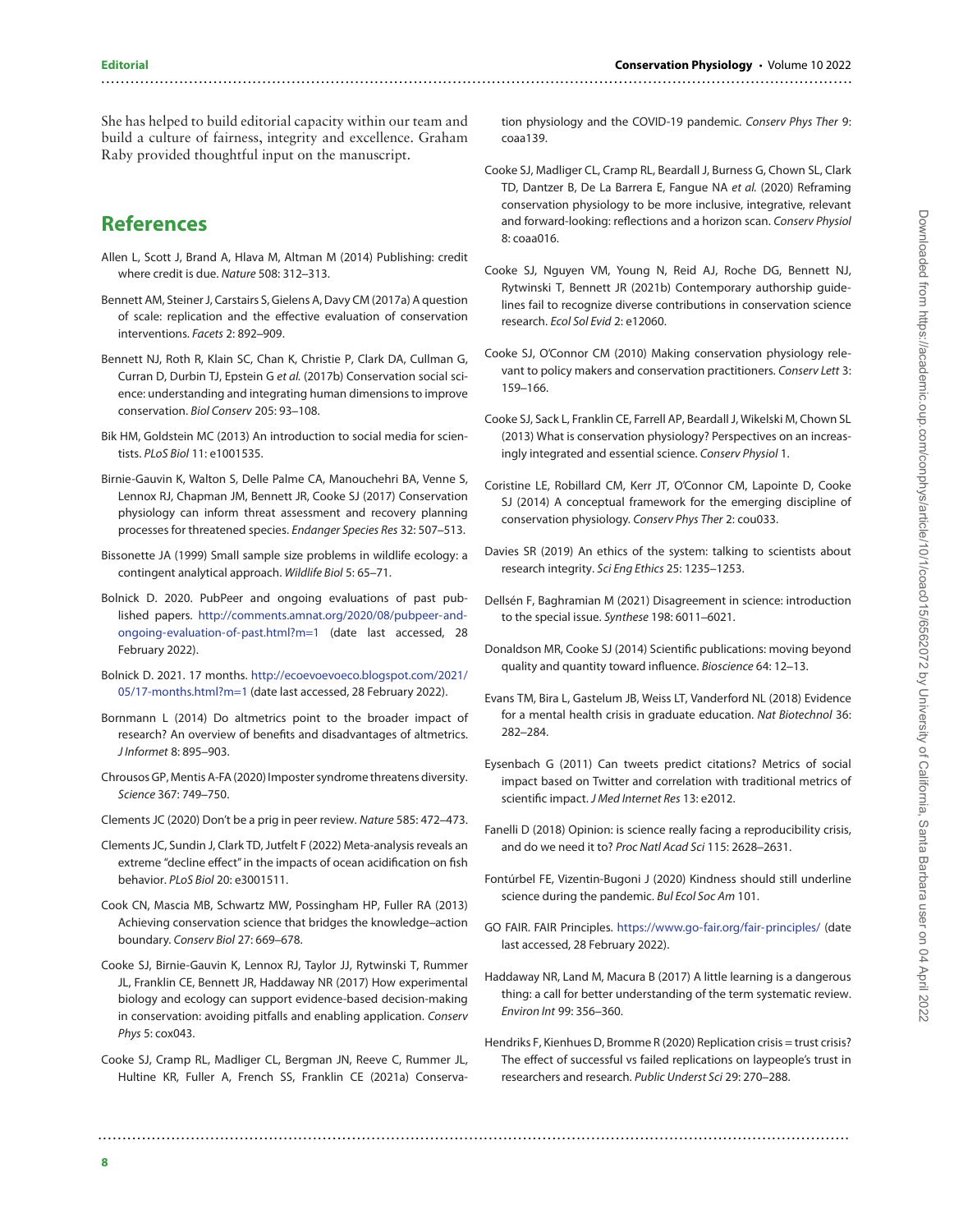She has helped to build editorial capacity within our team and build a culture of fairness, integrity and excellence. Graham Raby provided thoughtful input on the manuscript.

## References

Allen L, Scott J, Brand A, Hlava M, Altman M (2014) Publishing: credit where credit is due. *Nature* 508: 312–313.

Bennett AM, Steiner J, Carstairs S, Gielens A, Davy CM (2017a) A question of scale: replication and the effective evaluation of conservation interventions. *Facets* 2: 892–909.

Bennett NJ, Roth R, Klain SC, Chan K, Christie P, Clark DA, Cullman G, Curran D, Durbin TJ, Epstein G *et al.* (2017b) Conservation social science: understanding and integrating human dimensions to improve conservation. *Biol Conserv* 205: 93–108.

Bik HM, Goldstein MC (2013) An introduction to social media for scientists. *PLoS Biol* 11: e1001535.

Birnie-Gauvin K, Walton S, Delle Palme CA, Manouchehri BA, Venne S, Lennox RJ, Chapman JM, Bennett JR, Cooke SJ (2017) Conservation physiology can inform threat assessment and recovery planning processes for threatened species. *Endanger Species Res* 32: 507–513.

Bissonette JA (1999) Small sample size problems in wildlife ecology: a contingent analytical approach. *Wildlife Biol* 5: 65–71.

Bolnick D. 2020. PubPeer and ongoing evaluations of past published papers. http://comments.amnat.org/2020/08/pubpeer-and-ongoing-evaluation-of-past.html?m=1 (date last accessed, 28 February 2022).

Bolnick D. 2021. 17 months. http://ecoevoevoeco.blogspot.com/2021/05/17-months.html?m=1 (date last accessed, 28 February 2022).

Bornmann L (2014) Do altmetrics point to the broader impact of research? An overview of benefits and disadvantages of altmetrics. *J Informet* 8: 895–903.

Chrousos GP, Mentis A-FA (2020) Imposter syndrome threatens diversity. *Science* 367: 749–750.

Clements JC (2020) Don't be a prig in peer review. *Nature* 585: 472–473.

Clements JC, Sundin J, Clark TD, Jutfelt F (2022) Meta-analysis reveals an extreme "decline effect" in the impacts of ocean acidification on fish behavior. *PLoS Biol* 20: e3001511.

Cook CN, Mascia MB, Schwartz MW, Possingham HP, Fuller RA (2013) Achieving conservation science that bridges the knowledge–action boundary. *Conserv Biol* 27: 669–678.

Cooke SJ, Birnie-Gauvin K, Lennox RJ, Taylor JJ, Rytwinski T, Rummer JL, Franklin CE, Bennett JR, Haddaway NR (2017) How experimental biology and ecology can support evidence-based decision-making in conservation: avoiding pitfalls and enabling application. *Conserv Phys* 5: cox043.

Cooke SJ, Cramp RL, Madliger CL, Bergman JN, Reeve C, Rummer JL, Hultine KR, Fuller A, French SS, Franklin CE (2021a) Conservation physiology and the COVID-19 pandemic. *Conserv Phys Ther* 9: coaa139.

Cooke SJ, Madliger CL, Cramp RL, Beardall J, Burness G, Chown SL, Clark TD, Dantzer B, De La Barrera E, Fangue NA *et al.* (2020) Reframing conservation physiology to be more inclusive, integrative, relevant and forward-looking: reflections and a horizon scan. *Conserv Physiol* 8: coaa016.

Cooke SJ, Nguyen VM, Young N, Reid AJ, Roche DG, Bennett NJ, Rytwinski T, Bennett JR (2021b) Contemporary authorship guidelines fail to recognize diverse contributions in conservation science research. *Ecol Sol Evid* 2: e12060.

Cooke SJ, O'Connor CM (2010) Making conservation physiology relevant to policy makers and conservation practitioners. *Conserv Lett* 3: 159–166.

Cooke SJ, Sack L, Franklin CE, Farrell AP, Beardall J, Wikelski M, Chown SL (2013) What is conservation physiology? Perspectives on an increasingly integrated and essential science. *Conserv Physiol* 1.

Coristine LE, Robillard CM, Kerr JT, O'Connor CM, Lapointe D, Cooke SJ (2014) A conceptual framework for the emerging discipline of conservation physiology. *Conserv Phys Ther* 2: cou033.

Davies SR (2019) An ethics of the system: talking to scientists about research integrity. *Sci Eng Ethics* 25: 1235–1253.

Dellsén F, Baghramian M (2021) Disagreement in science: introduction to the special issue. *Synthese* 198: 6011–6021.

Donaldson MR, Cooke SJ (2014) Scientific publications: moving beyond quality and quantity toward influence. *Bioscience* 64: 12–13.

Evans TM, Bira L, Gastelum JB, Weiss LT, Vanderford NL (2018) Evidence for a mental health crisis in graduate education. *Nat Biotechnol* 36: 282–284.

Eysenbach G (2011) Can tweets predict citations? Metrics of social impact based on Twitter and correlation with traditional metrics of scientific impact. *J Med Internet Res* 13: e2012.

Fanelli D (2018) Opinion: is science really facing a reproducibility crisis, and do we need it to? *Proc Natl Acad Sci* 115: 2628–2631.

Fontúrbel FE, Vizentin-Bugoni J (2020) Kindness should still underline science during the pandemic. *Bul Ecol Soc Am* 101.

GO FAIR. FAIR Principles. https://www.go-fair.org/fair-principles/ (date last accessed, 28 February 2022).

Haddaway NR, Land M, Macura B (2017) A little learning is a dangerous thing: a call for better understanding of the term systematic review. *Environ Int* 99: 356–360.

Hendriks F, Kienhues D, Bromme R (2020) Replication crisis = trust crisis? The effect of successful vs failed replications on laypeople's trust in researchers and research. *Public Underst Sci* 29: 270–288.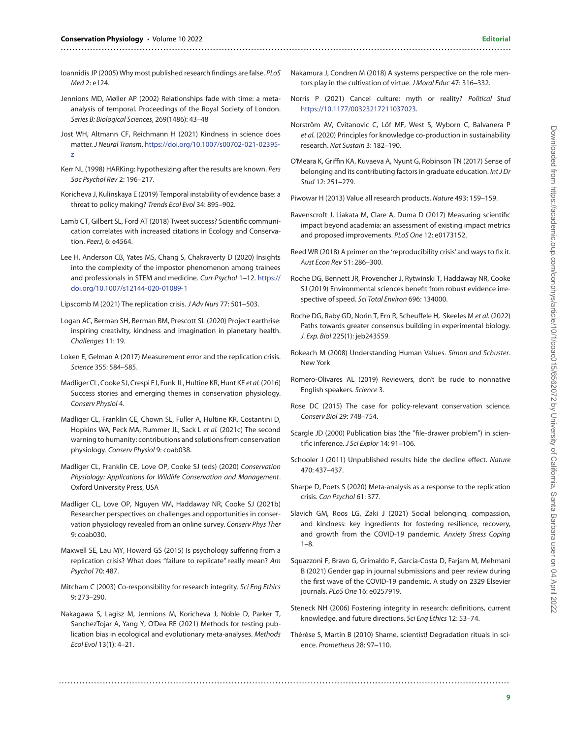Ioannidis JP (2005) Why most published research findings are false. *PLoS Med* 2: e124.

Jennions MD, Møller AP (2002) Relationships fade with time: a meta-analysis of temporal. Proceedings of the Royal Society of London. *Series B: Biological Sciences*, 269(1486): 43–48

Jost WH, Altmann CF, Reichmann H (2021) Kindness in science does matter. *J Neural Transm*. https://doi.org/10.1007/s00702-021-02395-z

Kerr NL (1998) HARKing: hypothesizing after the results are known. *Pers Soc Psychol Rev* 2: 196–217.

Koricheva J, Kulinskaya E (2019) Temporal instability of evidence base: a threat to policy making? *Trends Ecol Evol* 34: 895–902.

Lamb CT, Gilbert SL, Ford AT (2018) Tweet success? Scientific communication correlates with increased citations in Ecology and Conservation. *PeerJ*, 6: e4564.

Lee H, Anderson CB, Yates MS, Chang S, Chakraverty D (2020) Insights into the complexity of the impostor phenomenon among trainees and professionals in STEM and medicine. *Curr Psychol* 1–12. https://doi.org/10.1007/s12144-020-01089-1

Lipscomb M (2021) The replication crisis. *J Adv Nurs* 77: 501–503.

Logan AC, Berman SH, Berman BM, Prescott SL (2020) Project earthrise: inspiring creativity, kindness and imagination in planetary health. *Challenges* 11: 19.

Loken E, Gelman A (2017) Measurement error and the replication crisis. *Science* 355: 584–585.

Madliger CL, Cooke SJ, Crespi EJ, Funk JL, Hultine KR, Hunt KE *et al.* (2016) Success stories and emerging themes in conservation physiology. *Conserv Physiol* 4.

Madliger CL, Franklin CE, Chown SL, Fuller A, Hultine KR, Costantini D, Hopkins WA, Peck MA, Rummer JL, Sack L *et al.* (2021c) The second warning to humanity: contributions and solutions from conservation physiology. *Conserv Physiol* 9: coab038.

Madliger CL, Franklin CE, Love OP, Cooke SJ (eds) (2020) *Conservation Physiology: Applications for Wildlife Conservation and Management*. Oxford University Press, USA

Madliger CL, Love OP, Nguyen VM, Haddaway NR, Cooke SJ (2021b) Researcher perspectives on challenges and opportunities in conservation physiology revealed from an online survey. *Conserv Phys Ther* 9: coab030.

Maxwell SE, Lau MY, Howard GS (2015) Is psychology suffering from a replication crisis? What does "failure to replicate" really mean? *Am Psychol* 70: 487.

Mitcham C (2003) Co-responsibility for research integrity. *Sci Eng Ethics* 9: 273–290.

Nakagawa S, Lagisz M, Jennions M, Koricheva J, Noble D, Parker T, SanchezTojar A, Yang Y, O'Dea RE (2021) Methods for testing publication bias in ecological and evolutionary meta-analyses. *Methods Ecol Evol* 13(1): 4–21.

Nakamura J, Condren M (2018) A systems perspective on the role mentors play in the cultivation of virtue. *J Moral Educ* 47: 316–332.

Norris P (2021) Cancel culture: myth or reality? *Political Stud* https://10.1177/00323217211037023.

Norström AV, Cvitanovic C, Löf MF, West S, Wyborn C, Balvanera P *et al.* (2020) Principles for knowledge co-production in sustainability research. *Nat Sustain* 3: 182–190.

O'Meara K, Griffin KA, Kuvaeva A, Nyunt G, Robinson TN (2017) Sense of belonging and its contributing factors in graduate education. *Int J Dr Stud* 12: 251–279.

Piwowar H (2013) Value all research products. *Nature* 493: 159–159.

Ravenscroft J, Liakata M, Clare A, Duma D (2017) Measuring scientific impact beyond academia: an assessment of existing impact metrics and proposed improvements. *PLoS One* 12: e0173152.

Reed WR (2018) A primer on the 'reproducibility crisis' and ways to fix it. *Aust Econ Rev* 51: 286–300.

Roche DG, Bennett JR, Provencher J, Rytwinski T, Haddaway NR, Cooke SJ (2019) Environmental sciences benefit from robust evidence irrespective of speed. *Sci Total Environ* 696: 134000.

Roche DG, Raby GD, Norin T, Ern R, Scheuffele H, Skeeles M *et al.* (2022) Paths towards greater consensus building in experimental biology. *J. Exp. Biol* 225(1): jeb243559.

Rokeach M (2008) Understanding Human Values. *Simon and Schuster*. New York

Romero-Olivares AL (2019) Reviewers, don't be rude to nonnative English speakers. *Science* 3.

Rose DC (2015) The case for policy-relevant conservation science. *Conserv Biol* 29: 748–754.

Scargle JD (2000) Publication bias (the "file-drawer problem") in scientific inference. *J Sci Explor* 14: 91–106.

Schooler J (2011) Unpublished results hide the decline effect. *Nature* 470: 437–437.

Sharpe D, Poets S (2020) Meta-analysis as a response to the replication crisis. *Can Psychol* 61: 377.

Slavich GM, Roos LG, Zaki J (2021) Social belonging, compassion, and kindness: key ingredients for fostering resilience, recovery, and growth from the COVID-19 pandemic. *Anxiety Stress Coping* 1–8.

Squazzoni F, Bravo G, Grimaldo F, García-Costa D, Farjam M, Mehmani B (2021) Gender gap in journal submissions and peer review during the first wave of the COVID-19 pandemic. A study on 2329 Elsevier journals. *PLoS One* 16: e0257919.

Steneck NH (2006) Fostering integrity in research: definitions, current knowledge, and future directions. *Sci Eng Ethics* 12: 53–74.

Thérèse S, Martin B (2010) Shame, scientist! Degradation rituals in science. *Prometheus* 28: 97–110.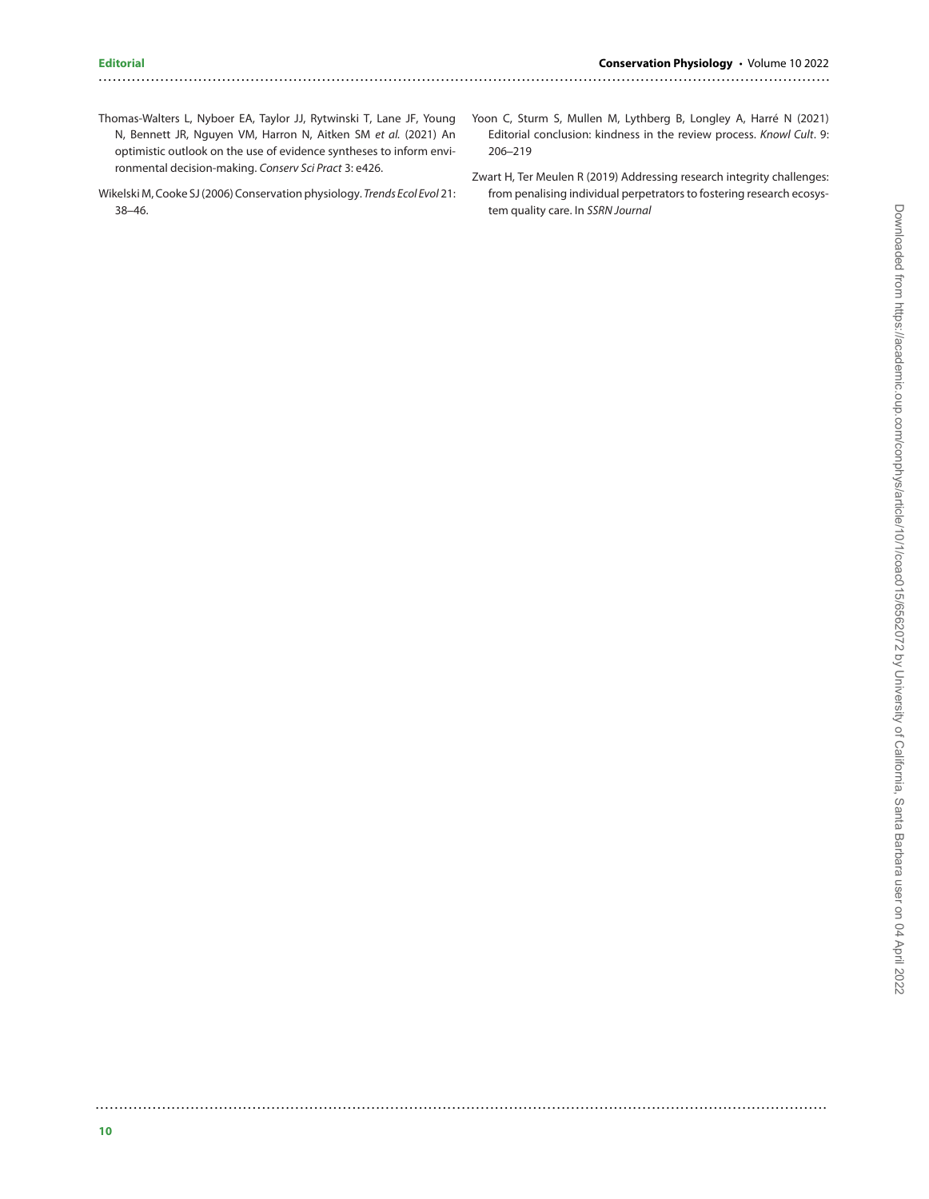Thomas-Walters L, Nyboer EA, Taylor JJ, Rytwinski T, Lane JF, Young N, Bennett JR, Nguyen VM, Harron N, Aitken SM *et al.* (2021) An optimistic outlook on the use of evidence syntheses to inform environmental decision-making. *Conserv Sci Pract* 3: e426.

Wikelski M, Cooke SJ (2006) Conservation physiology. *Trends Ecol Evol* 21: 38–46.

Yoon C, Sturm S, Mullen M, Lythberg B, Longley A, Harré N (2021) Editorial conclusion: kindness in the review process. *Knowl Cult*. 9: 206–219

Zwart H, Ter Meulen R (2019) Addressing research integrity challenges: from penalising individual perpetrators to fostering research ecosystem quality care. In *SSRN Journal*